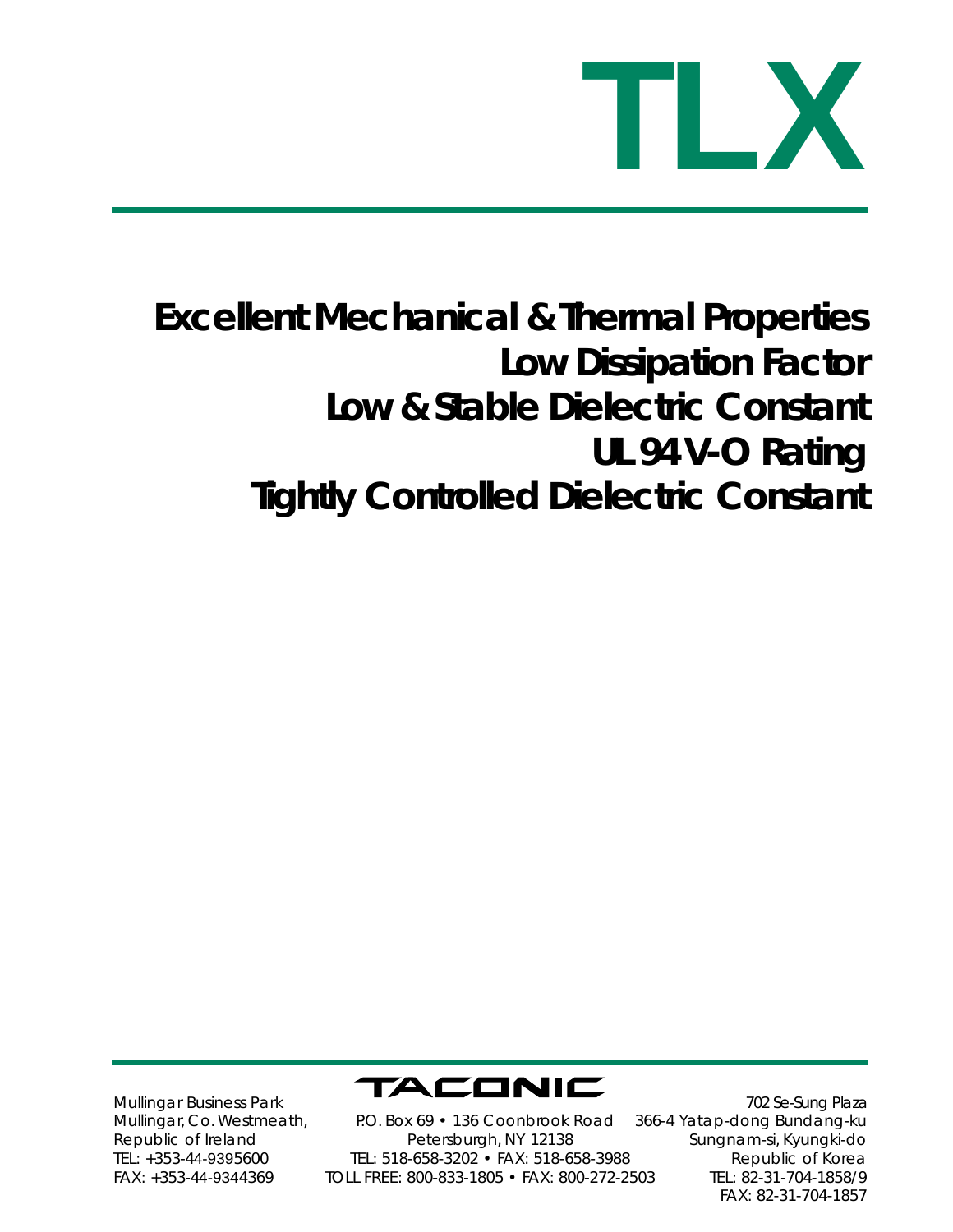# TLX

## Excellent Mechanical & Thermal Properties
## Low Dissipation Factor
## Low & Stable Dielectric Constant
## UL 94 V-O Rating
## Tightly Controlled Dielectric Constant

**TACONIC**

Mullingar Business Park
Mullingar, Co. Westmeath,
Republic of Ireland
TEL: +353-44-9395600
FAX: +353-44-9344369

P.O. Box 69 • 136 Coonbrook Road
Petersburgh, NY 12138
TEL: 518-658-3202 • FAX: 518-658-3988
TOLL FREE: 800-833-1805 • FAX: 800-272-2503

702 Se-Sung Plaza
366-4 Yatap-dong Bundang-ku
Sungnam-si, Kyungki-do
Republic of Korea
TEL: 82-31-704-1858/9
FAX: 82-31-704-1857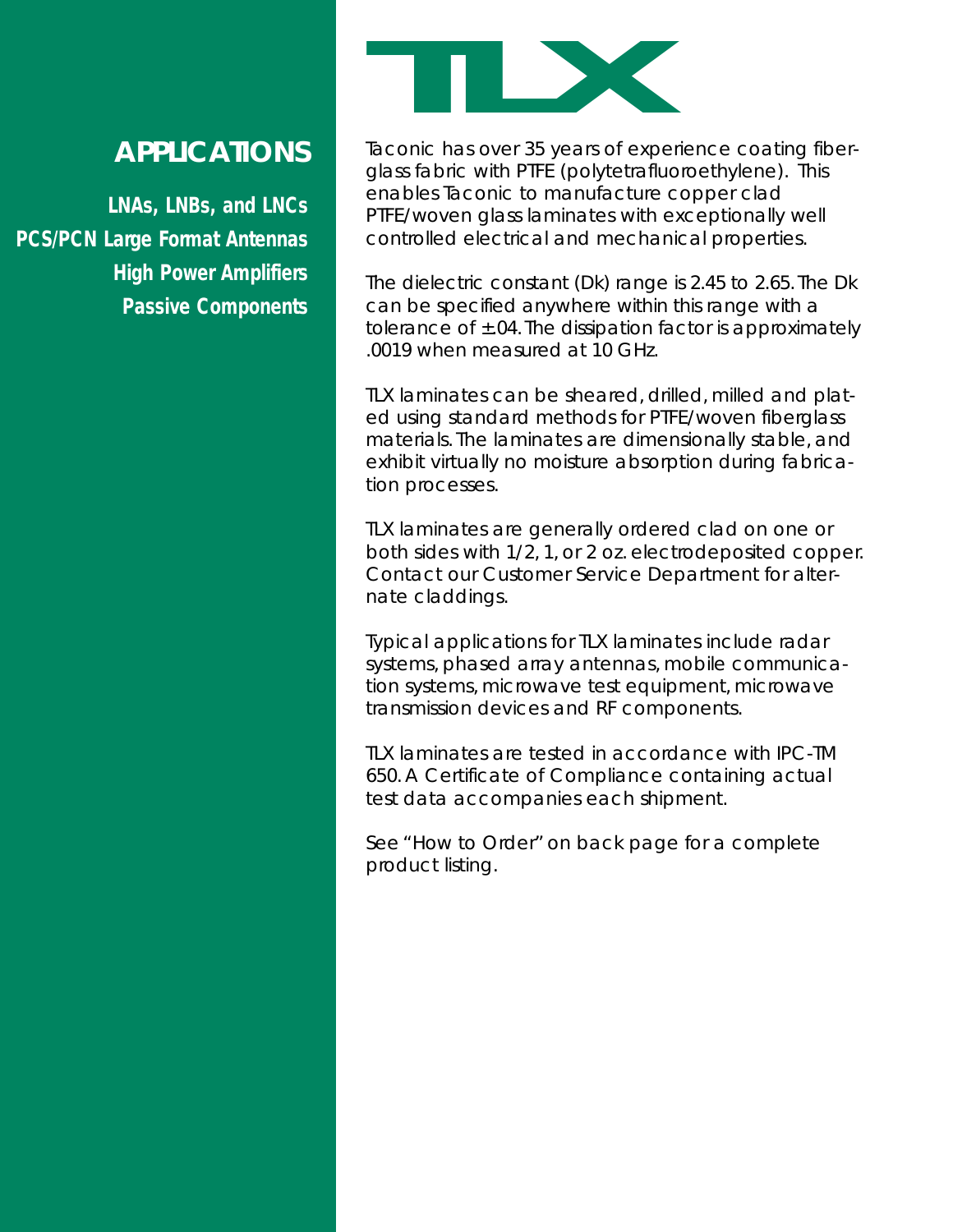# TLX

## APPLICATIONS

**LNAs, LNBs, and LNCs**
**PCS/PCN Large Format Antennas**
**High Power Amplifiers**
**Passive Components**

Taconic has over 35 years of experience coating fiberglass fabric with PTFE (polytetrafluoroethylene). This enables Taconic to manufacture copper clad PTFE/woven glass laminates with exceptionally well controlled electrical and mechanical properties.

The dielectric constant (Dk) range is 2.45 to 2.65. The Dk can be specified anywhere within this range with a tolerance of ±.04. The dissipation factor is approximately .0019 when measured at 10 GHz.

TLX laminates can be sheared, drilled, milled and plated using standard methods for PTFE/woven fiberglass materials. The laminates are dimensionally stable, and exhibit virtually no moisture absorption during fabrication processes.

TLX laminates are generally ordered clad on one or both sides with 1/2, 1, or 2 oz. electrodeposited copper. Contact our Customer Service Department for alternate claddings.

Typical applications for TLX laminates include radar systems, phased array antennas, mobile communication systems, microwave test equipment, microwave transmission devices and RF components.

TLX laminates are tested in accordance with IPC-TM 650. A Certificate of Compliance containing actual test data accompanies each shipment.

See "How to Order" on back page for a complete product listing.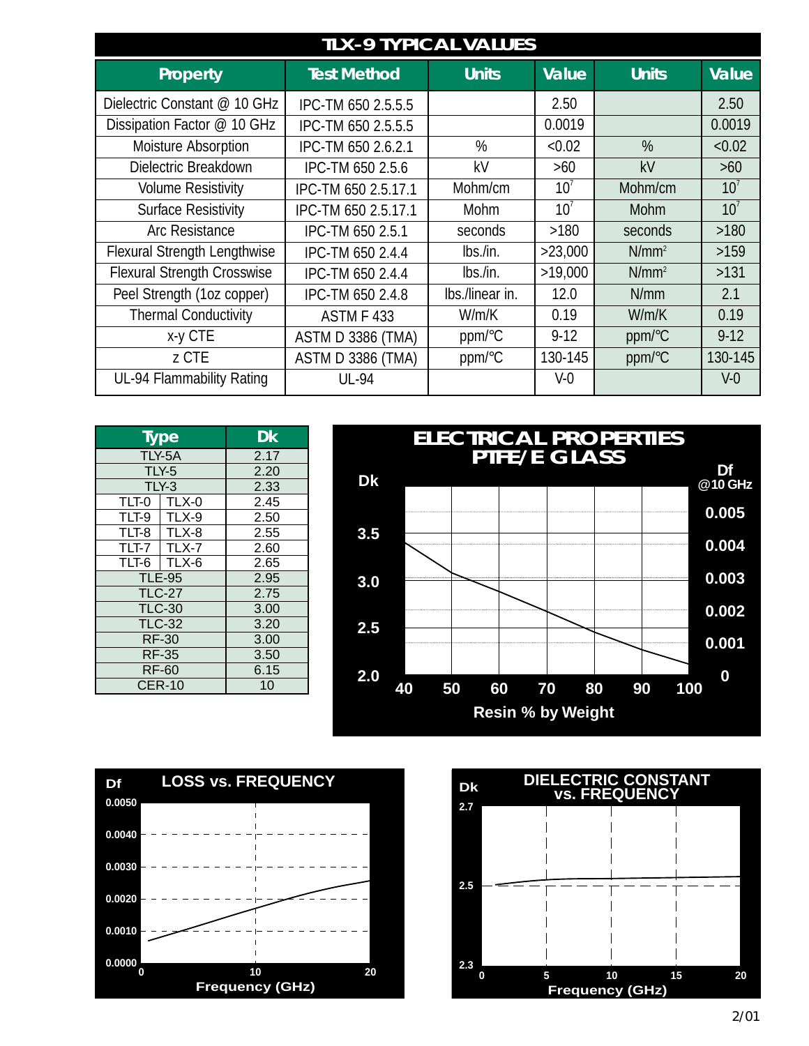## TLX-9 TYPICAL VALUES

| Property | Test Method | Units | Value | Units | Value |
|---|---|---|---|---|---|
| Dielectric Constant @ 10 GHz | IPC-TM 650 2.5.5.5 | | 2.50 | | 2.50 |
| Dissipation Factor @ 10 GHz | IPC-TM 650 2.5.5.5 | | 0.0019 | | 0.0019 |
| Moisture Absorption | IPC-TM 650 2.6.2.1 | % | <0.02 | % | <0.02 |
| Dielectric Breakdown | IPC-TM 650 2.5.6 | kV | >60 | kV | >60 |
| Volume Resistivity | IPC-TM 650 2.5.17.1 | Mohm/cm | $10^7$ | Mohm/cm | $10^7$ |
| Surface Resistivity | IPC-TM 650 2.5.17.1 | Mohm | $10^7$ | Mohm | $10^7$ |
| Arc Resistance | IPC-TM 650 2.5.1 | seconds | >180 | seconds | >180 |
| Flexural Strength Lengthwise | IPC-TM 650 2.4.4 | lbs./in. | >23,000 | N/mm² | >159 |
| Flexural Strength Crosswise | IPC-TM 650 2.4.4 | lbs./in. | >19,000 | N/mm² | >131 |
| Peel Strength (1oz copper) | IPC-TM 650 2.4.8 | lbs./linear in. | 12.0 | N/mm | 2.1 |
| Thermal Conductivity | ASTM F 433 | W/m/K | 0.19 | W/m/K | 0.19 |
| x-y CTE | ASTM D 3386 (TMA) | ppm/°C | 9-12 | ppm/°C | 9-12 |
| z CTE | ASTM D 3386 (TMA) | ppm/°C | 130-145 | ppm/°C | 130-145 |
| UL-94 Flammability Rating | UL-94 | | V-0 | | V-0 |

| Type | | Dk |
|---|---|---|
| TLY-5A | | 2.17 |
| TLY-5 | | 2.20 |
| TLY-3 | | 2.33 |
| TLT-0 | TLX-0 | 2.45 |
| TLT-9 | TLX-9 | 2.50 |
| TLT-8 | TLX-8 | 2.55 |
| TLT-7 | TLX-7 | 2.60 |
| TLT-6 | TLX-6 | 2.65 |
| TLE-95 | | 2.95 |
| TLC-27 | | 2.75 |
| TLC-30 | | 3.00 |
| TLC-32 | | 3.20 |
| RF-30 | | 3.00 |
| RF-35 | | 3.50 |
| RF-60 | | 6.15 |
| CER-10 | | 10 |

**ELECTRICAL PROPERTIES PTFE/E GLASS**

Dk (2.0–3.5) / Df @10 GHz (0–0.005) vs. Resin % by Weight (40–100)

**LOSS vs. FREQUENCY**

Df (0.0000–0.0050) vs. Frequency (GHz) (0–20)

**DIELECTRIC CONSTANT vs. FREQUENCY**

Dk (2.3–2.7) vs. Frequency (GHz) (0–20)

2/01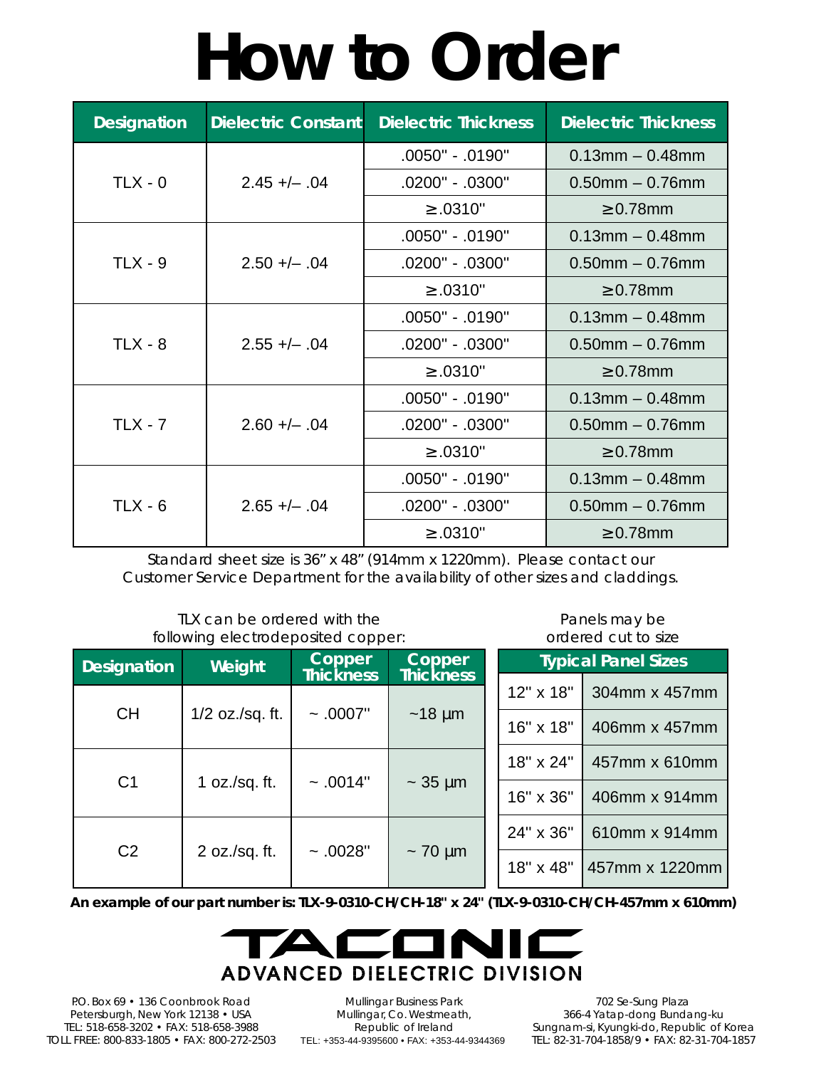# How to Order

| Designation | Dielectric Constant | Dielectric Thickness | Dielectric Thickness |
|---|---|---|---|
| TLX - 0 | 2.45 +/– .04 | .0050" - .0190" | 0.13mm – 0.48mm |
| | | .0200" - .0300" | 0.50mm – 0.76mm |
| | | ≥ .0310" | ≥ 0.78mm |
| TLX - 9 | 2.50 +/– .04 | .0050" - .0190" | 0.13mm – 0.48mm |
| | | .0200" - .0300" | 0.50mm – 0.76mm |
| | | ≥ .0310" | ≥ 0.78mm |
| TLX - 8 | 2.55 +/– .04 | .0050" - .0190" | 0.13mm – 0.48mm |
| | | .0200" - .0300" | 0.50mm – 0.76mm |
| | | ≥ .0310" | ≥ 0.78mm |
| TLX - 7 | 2.60 +/– .04 | .0050" - .0190" | 0.13mm – 0.48mm |
| | | .0200" - .0300" | 0.50mm – 0.76mm |
| | | ≥ .0310" | ≥ 0.78mm |
| TLX - 6 | 2.65 +/– .04 | .0050" - .0190" | 0.13mm – 0.48mm |
| | | .0200" - .0300" | 0.50mm – 0.76mm |
| | | ≥ .0310" | ≥ 0.78mm |

Standard sheet size is 36" x 48" (914mm x 1220mm). Please contact our Customer Service Department for the availability of other sizes and claddings.

TLX can be ordered with the following electrodeposited copper:

| Designation | Weight | Copper Thickness | Copper Thickness |
|---|---|---|---|
| CH | 1/2 oz./sq. ft. | ~ .0007" | ~18 µm |
| C1 | 1 oz./sq. ft. | ~ .0014" | ~ 35 µm |
| C2 | 2 oz./sq. ft. | ~ .0028" | ~ 70 µm |

Panels may be ordered cut to size

| Typical Panel Sizes | |
|---|---|
| 12" x 18" | 304mm x 457mm |
| 16" x 18" | 406mm x 457mm |
| 18" x 24" | 457mm x 610mm |
| 16" x 36" | 406mm x 914mm |
| 24" x 36" | 610mm x 914mm |
| 18" x 48" | 457mm x 1220mm |

**An example of our part number is: TLX-9-0310-CH/CH-18" x 24" (TLX-9-0310-CH/CH-457mm x 610mm)**

TACONIC
ADVANCED DIELECTRIC DIVISION

P.O. Box 69 • 136 Coonbrook Road
Petersburgh, New York 12138 • USA
TEL: 518-658-3202 • FAX: 518-658-3988
TOLL FREE: 800-833-1805 • FAX: 800-272-2503

Mullingar Business Park
Mullingar, Co. Westmeath,
Republic of Ireland
TEL: +353-44-9395600 • FAX: +353-44-9344369

702 Se-Sung Plaza
366-4 Yatap-dong Bundang-ku
Sungnam-si, Kyungki-do, Republic of Korea
TEL: 82-31-704-1858/9 • FAX: 82-31-704-1857